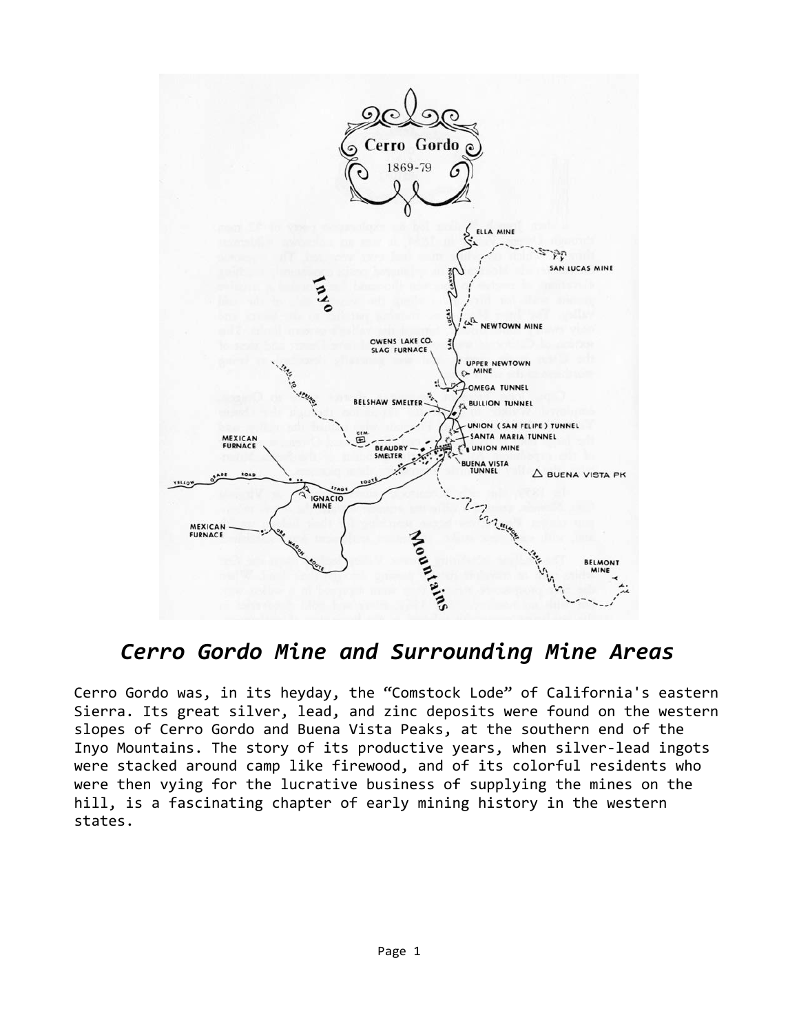# *Cerro Gordo Mine and Surrounding Mine Areas*

Cerro Gordo was, in its heyday, the "Comstock Lode" of California's eastern Sierra. Its great silver, lead, and zinc deposits were found on the western slopes of Cerro Gordo and Buena Vista Peaks, at the southern end of the Inyo Mountains. The story of its productive years, when silver-lead ingots were stacked around camp like firewood, and of its colorful residents who were then vying for the lucrative business of supplying the mines on the hill, is a fascinating chapter of early mining history in the western states.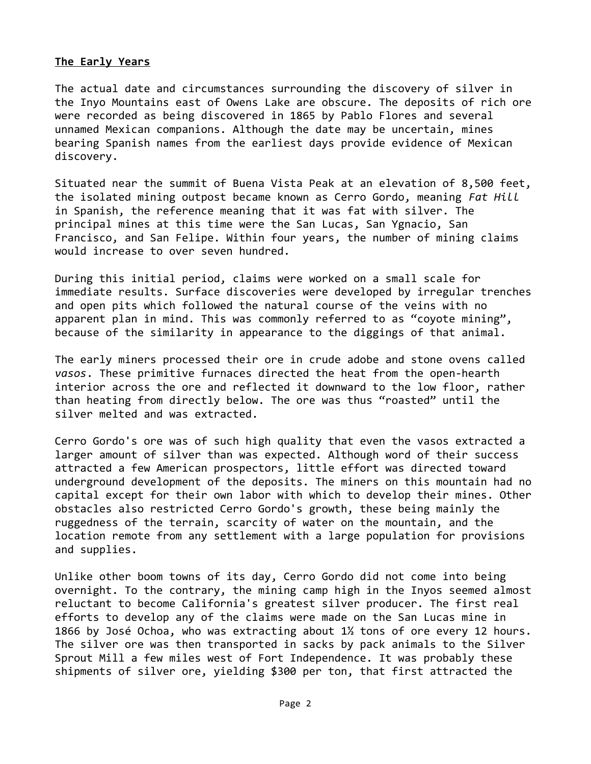## The Early Years

The actual date and circumstances surrounding the discovery of silver in the Inyo Mountains east of Owens Lake are obscure. The deposits of rich ore were recorded as being discovered in 1865 by Pablo Flores and several unnamed Mexican companions. Although the date may be uncertain, mines bearing Spanish names from the earliest days provide evidence of Mexican discovery.

Situated near the summit of Buena Vista Peak at an elevation of 8,500 feet, the isolated mining outpost became known as Cerro Gordo, meaning *Fat Hill* in Spanish, the reference meaning that it was fat with silver. The principal mines at this time were the San Lucas, San Ygnacio, San Francisco, and San Felipe. Within four years, the number of mining claims would increase to over seven hundred.

During this initial period, claims were worked on a small scale for immediate results. Surface discoveries were developed by irregular trenches and open pits which followed the natural course of the veins with no apparent plan in mind. This was commonly referred to as "coyote mining", because of the similarity in appearance to the diggings of that animal.

The early miners processed their ore in crude adobe and stone ovens called *vasos*. These primitive furnaces directed the heat from the open-hearth interior across the ore and reflected it downward to the low floor, rather than heating from directly below. The ore was thus "roasted" until the silver melted and was extracted.

Cerro Gordo's ore was of such high quality that even the vasos extracted a larger amount of silver than was expected. Although word of their success attracted a few American prospectors, little effort was directed toward underground development of the deposits. The miners on this mountain had no capital except for their own labor with which to develop their mines. Other obstacles also restricted Cerro Gordo's growth, these being mainly the ruggedness of the terrain, scarcity of water on the mountain, and the location remote from any settlement with a large population for provisions and supplies.

Unlike other boom towns of its day, Cerro Gordo did not come into being overnight. To the contrary, the mining camp high in the Inyos seemed almost reluctant to become California's greatest silver producer. The first real efforts to develop any of the claims were made on the San Lucas mine in 1866 by José Ochoa, who was extracting about 1½ tons of ore every 12 hours. The silver ore was then transported in sacks by pack animals to the Silver Sprout Mill a few miles west of Fort Independence. It was probably these shipments of silver ore, yielding $300 per ton, that first attracted the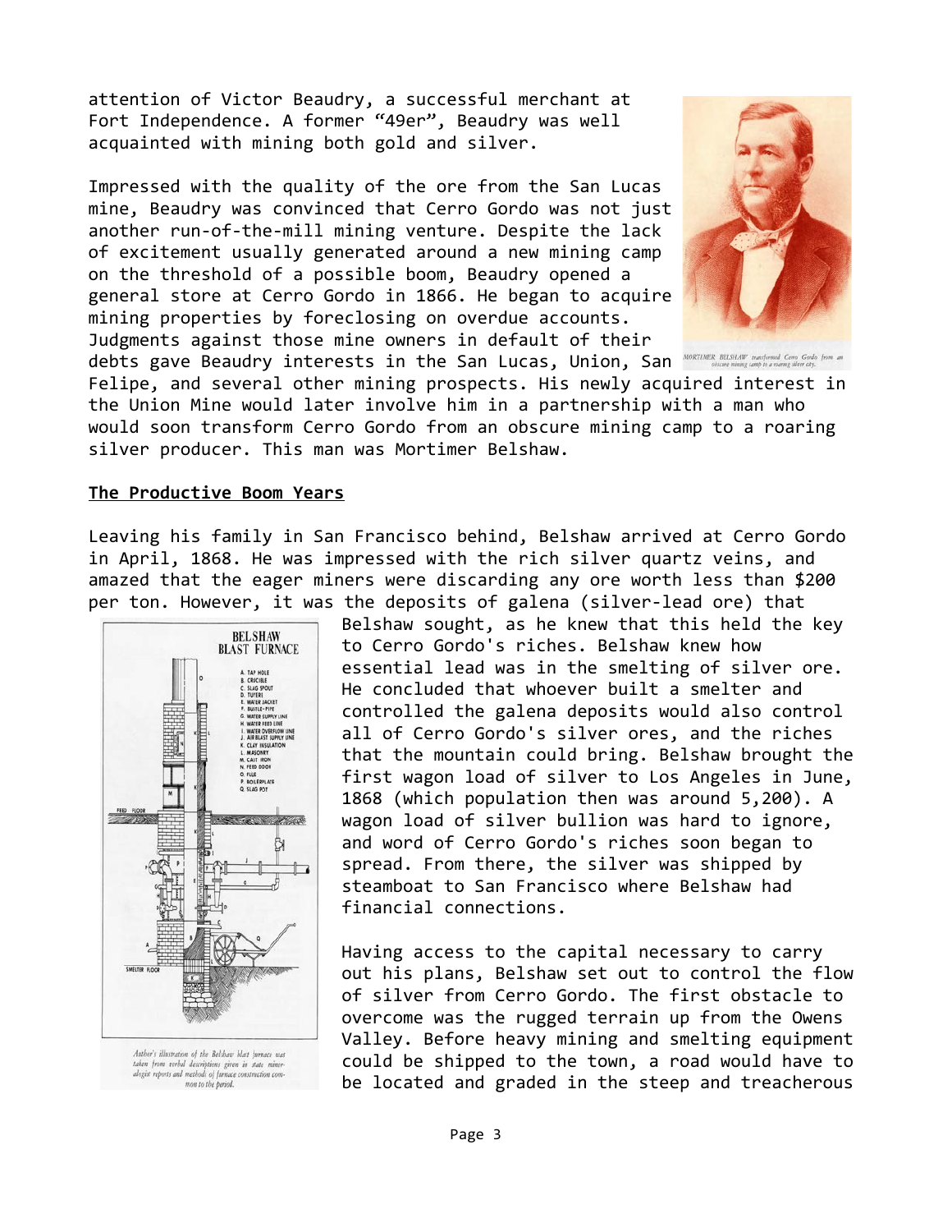attention of Victor Beaudry, a successful merchant at Fort Independence. A former "49er", Beaudry was well acquainted with mining both gold and silver.

Impressed with the quality of the ore from the San Lucas mine, Beaudry was convinced that Cerro Gordo was not just another run-of-the-mill mining venture. Despite the lack of excitement usually generated around a new mining camp on the threshold of a possible boom, Beaudry opened a general store at Cerro Gordo in 1866. He began to acquire mining properties by foreclosing on overdue accounts. Judgments against those mine owners in default of their debts gave Beaudry interests in the San Lucas, Union, San Felipe, and several other mining prospects. His newly acquired interest in the Union Mine would later involve him in a partnership with a man who would soon transform Cerro Gordo from an obscure mining camp to a roaring silver producer. This man was Mortimer Belshaw.

MORTIMER BELSHAW transformed Cerro Gordo from an obscure mining camp to a roaring silver city.

## The Productive Boom Years

Leaving his family in San Francisco behind, Belshaw arrived at Cerro Gordo in April, 1868. He was impressed with the rich silver quartz veins, and amazed that the eager miners were discarding any ore worth less than $200 per ton. However, it was the deposits of galena (silver-lead ore) that Belshaw sought, as he knew that this held the key to Cerro Gordo's riches. Belshaw knew how essential lead was in the smelting of silver ore. He concluded that whoever built a smelter and controlled the galena deposits would also control all of Cerro Gordo's silver ores, and the riches that the mountain could bring. Belshaw brought the first wagon load of silver to Los Angeles in June, 1868 (which population then was around 5,200). A wagon load of silver bullion was hard to ignore, and word of Cerro Gordo's riches soon began to spread. From there, the silver was shipped by steamboat to San Francisco where Belshaw had financial connections.

BELSHAW BLAST FURNACE

A. TAP HOLE
B. CRUCIBLE
C. SLAG SPOUT
D. TUYERE
E. WATER JACKET
F. BUSTLE-PIPE
G. WATER SUPPLY LINE
H. WATER FEED LINE
I. WATER OVERFLOW LINE
J. AIR BLAST SUPPLY LINE
K. CLAY INSULATION
L. MASONRY
M. CAST IRON
N. FEED DOOR
O. FLUE
P. BOILERPLATE
Q. SLAG POT

Author's illustration of the Belshaw blast furnace was taken from verbal descriptions given in state mineralogist reports and methods of furnace construction common to the period.

Having access to the capital necessary to carry out his plans, Belshaw set out to control the flow of silver from Cerro Gordo. The first obstacle to overcome was the rugged terrain up from the Owens Valley. Before heavy mining and smelting equipment could be shipped to the town, a road would have to be located and graded in the steep and treacherous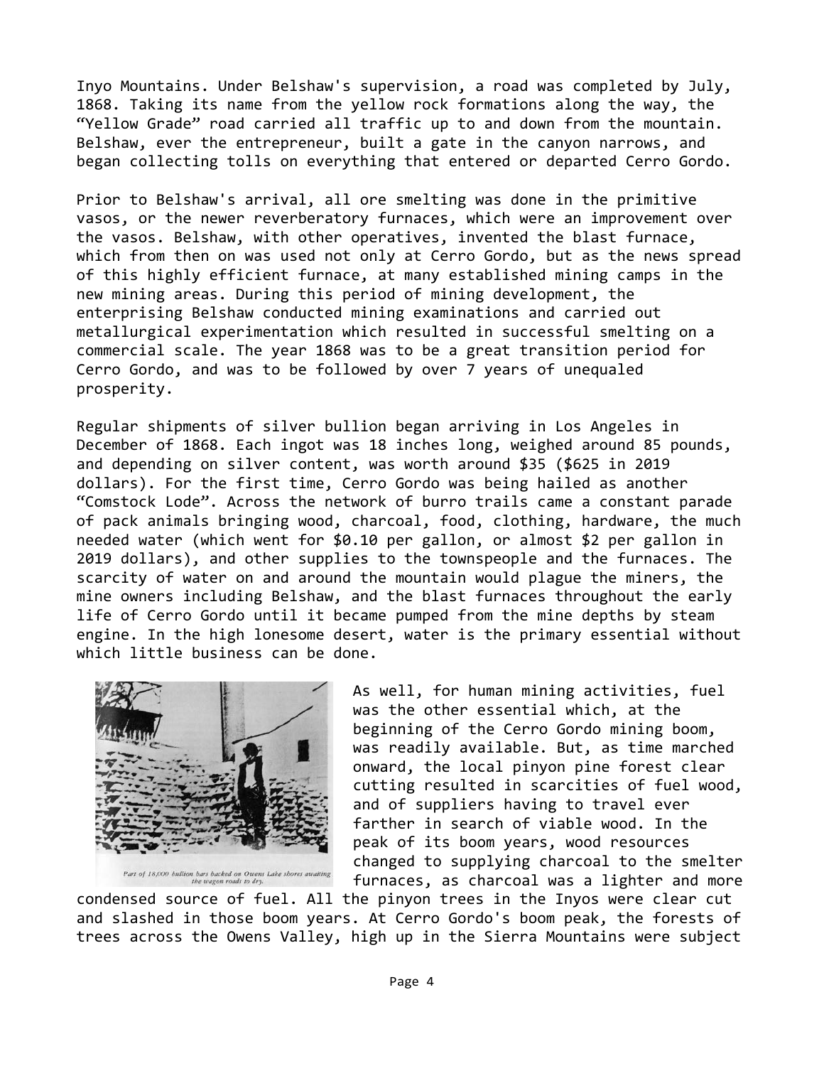Inyo Mountains. Under Belshaw's supervision, a road was completed by July, 1868. Taking its name from the yellow rock formations along the way, the "Yellow Grade" road carried all traffic up to and down from the mountain. Belshaw, ever the entrepreneur, built a gate in the canyon narrows, and began collecting tolls on everything that entered or departed Cerro Gordo.

Prior to Belshaw's arrival, all ore smelting was done in the primitive vasos, or the newer reverberatory furnaces, which were an improvement over the vasos. Belshaw, with other operatives, invented the blast furnace, which from then on was used not only at Cerro Gordo, but as the news spread of this highly efficient furnace, at many established mining camps in the new mining areas. During this period of mining development, the enterprising Belshaw conducted mining examinations and carried out metallurgical experimentation which resulted in successful smelting on a commercial scale. The year 1868 was to be a great transition period for Cerro Gordo, and was to be followed by over 7 years of unequaled prosperity.

Regular shipments of silver bullion began arriving in Los Angeles in December of 1868. Each ingot was 18 inches long, weighed around 85 pounds, and depending on silver content, was worth around $35 ($625 in 2019 dollars). For the first time, Cerro Gordo was being hailed as another "Comstock Lode". Across the network of burro trails came a constant parade of pack animals bringing wood, charcoal, food, clothing, hardware, the much needed water (which went for $0.10 per gallon, or almost $2 per gallon in 2019 dollars), and other supplies to the townspeople and the furnaces. The scarcity of water on and around the mountain would plague the miners, the mine owners including Belshaw, and the blast furnaces throughout the early life of Cerro Gordo until it became pumped from the mine depths by steam engine. In the high lonesome desert, water is the primary essential without which little business can be done.

*Part of 18,000 bullion bars backed on Owens Lake shores awaiting the wagon roads to dry.*

As well, for human mining activities, fuel was the other essential which, at the beginning of the Cerro Gordo mining boom, was readily available. But, as time marched onward, the local pinyon pine forest clear cutting resulted in scarcities of fuel wood, and of suppliers having to travel ever farther in search of viable wood. In the peak of its boom years, wood resources changed to supplying charcoal to the smelter furnaces, as charcoal was a lighter and more condensed source of fuel. All the pinyon trees in the Inyos were clear cut and slashed in those boom years. At Cerro Gordo's boom peak, the forests of trees across the Owens Valley, high up in the Sierra Mountains were subject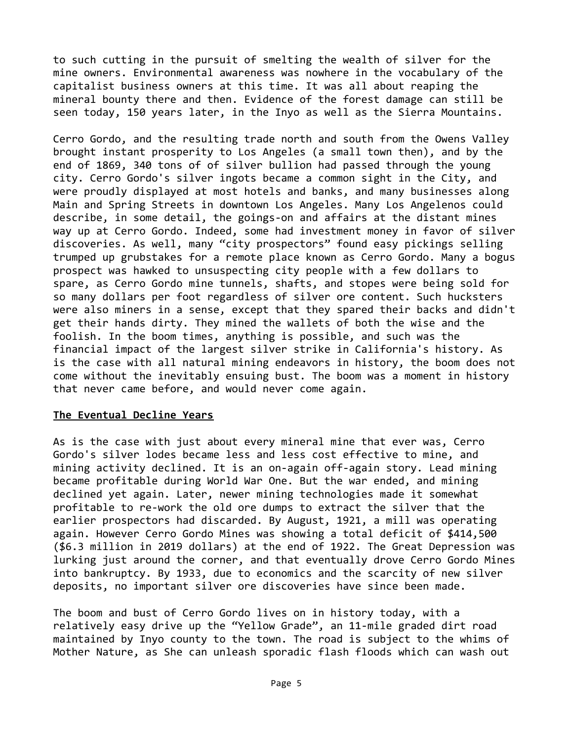to such cutting in the pursuit of smelting the wealth of silver for the mine owners. Environmental awareness was nowhere in the vocabulary of the capitalist business owners at this time. It was all about reaping the mineral bounty there and then. Evidence of the forest damage can still be seen today, 150 years later, in the Inyo as well as the Sierra Mountains.

Cerro Gordo, and the resulting trade north and south from the Owens Valley brought instant prosperity to Los Angeles (a small town then), and by the end of 1869, 340 tons of of silver bullion had passed through the young city. Cerro Gordo's silver ingots became a common sight in the City, and were proudly displayed at most hotels and banks, and many businesses along Main and Spring Streets in downtown Los Angeles. Many Los Angelenos could describe, in some detail, the goings-on and affairs at the distant mines way up at Cerro Gordo. Indeed, some had investment money in favor of silver discoveries. As well, many "city prospectors" found easy pickings selling trumped up grubstakes for a remote place known as Cerro Gordo. Many a bogus prospect was hawked to unsuspecting city people with a few dollars to spare, as Cerro Gordo mine tunnels, shafts, and stopes were being sold for so many dollars per foot regardless of silver ore content. Such hucksters were also miners in a sense, except that they spared their backs and didn't get their hands dirty. They mined the wallets of both the wise and the foolish. In the boom times, anything is possible, and such was the financial impact of the largest silver strike in California's history. As is the case with all natural mining endeavors in history, the boom does not come without the inevitably ensuing bust. The boom was a moment in history that never came before, and would never come again.

**<u>The Eventual Decline Years</u>**

As is the case with just about every mineral mine that ever was, Cerro Gordo's silver lodes became less and less cost effective to mine, and mining activity declined. It is an on-again off-again story. Lead mining became profitable during World War One. But the war ended, and mining declined yet again. Later, newer mining technologies made it somewhat profitable to re-work the old ore dumps to extract the silver that the earlier prospectors had discarded. By August, 1921, a mill was operating again. However Cerro Gordo Mines was showing a total deficit of $414,500 ($6.3 million in 2019 dollars) at the end of 1922. The Great Depression was lurking just around the corner, and that eventually drove Cerro Gordo Mines into bankruptcy. By 1933, due to economics and the scarcity of new silver deposits, no important silver ore discoveries have since been made.

The boom and bust of Cerro Gordo lives on in history today, with a relatively easy drive up the "Yellow Grade", an 11-mile graded dirt road maintained by Inyo county to the town. The road is subject to the whims of Mother Nature, as She can unleash sporadic flash floods which can wash out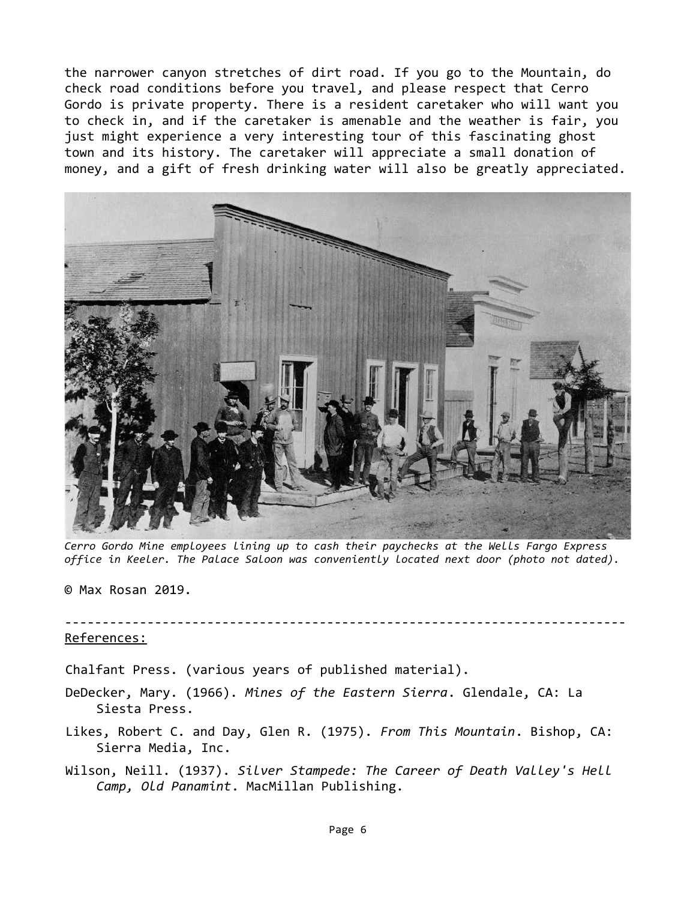the narrower canyon stretches of dirt road. If you go to the Mountain, do check road conditions before you travel, and please respect that Cerro Gordo is private property. There is a resident caretaker who will want you to check in, and if the caretaker is amenable and the weather is fair, you just might experience a very interesting tour of this fascinating ghost town and its history. The caretaker will appreciate a small donation of money, and a gift of fresh drinking water will also be greatly appreciated.

*Cerro Gordo Mine employees lining up to cash their paychecks at the Wells Fargo Express office in Keeler. The Palace Saloon was conveniently located next door (photo not dated).*

© Max Rosan 2019.

---

References:

Chalfant Press. (various years of published material).

DeDecker, Mary. (1966). *Mines of the Eastern Sierra*. Glendale, CA: La Siesta Press.

Likes, Robert C. and Day, Glen R. (1975). *From This Mountain*. Bishop, CA: Sierra Media, Inc.

Wilson, Neill. (1937). *Silver Stampede: The Career of Death Valley's Hell Camp, Old Panamint*. MacMillan Publishing.